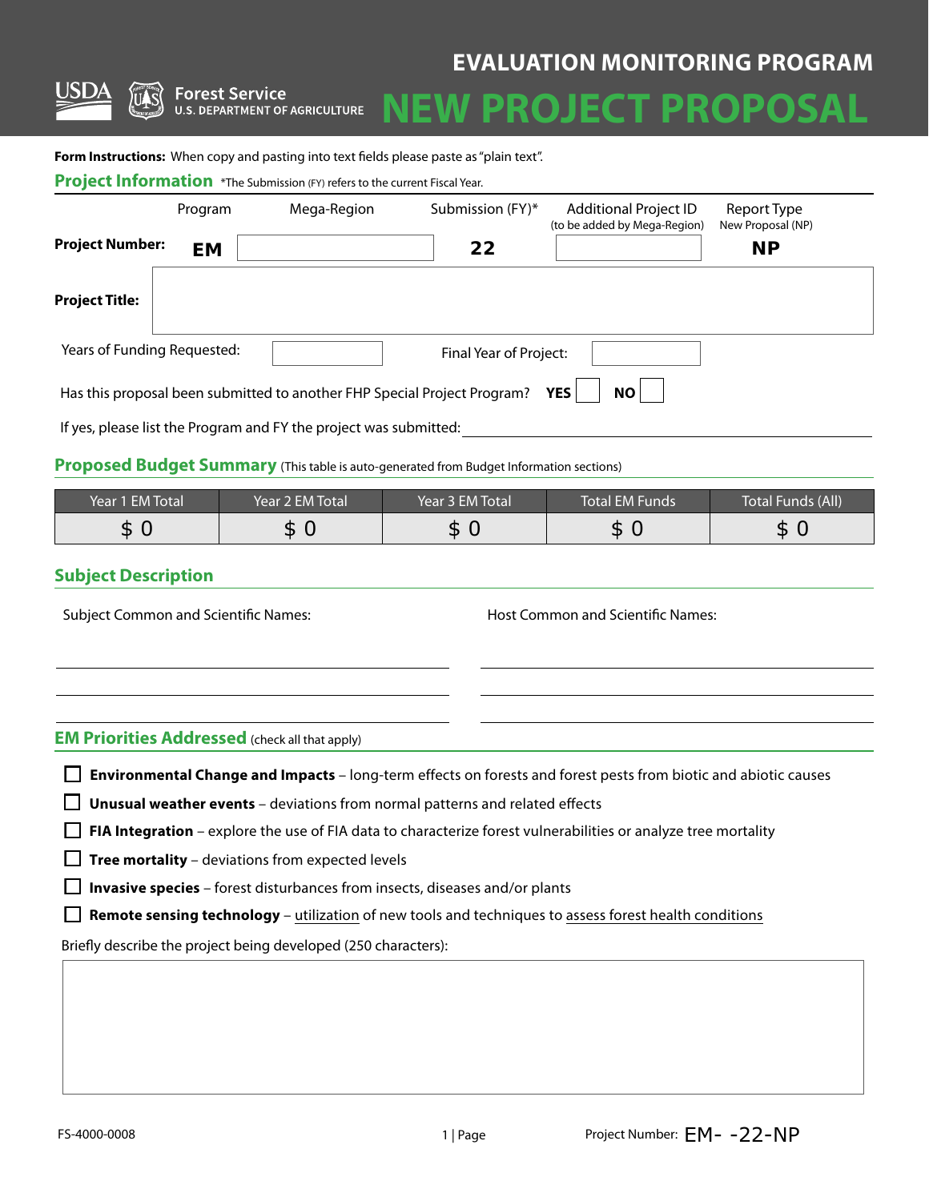USDA Forest Service
U.S. DEPARTMENT OF AGRICULTURE

# EVALUATION MONITORING PROGRAM

# NEW PROJECT PROPOSAL

**Form Instructions:** When copy and pasting into text fields please paste as "plain text".

## Project Information

*The Submission (FY) refers to the current Fiscal Year.

| | Program | Mega-Region | Submission (FY)* | Additional Project ID (to be added by Mega-Region) | Report Type New Proposal (NP) |
|---|---|---|---|---|---|
| **Project Number:** | **EM** | | **22** | | **NP** |

**Project Title:**

Years of Funding Requested: Final Year of Project:

Has this proposal been submitted to another FHP Special Project Program? **YES** ☐ **NO** ☐

If yes, please list the Program and FY the project was submitted: \_\_\_\_\_\_\_\_\_\_

## Proposed Budget Summary

(This table is auto-generated from Budget Information sections)

| Year 1 EM Total | Year 2 EM Total | Year 3 EM Total | Total EM Funds | Total Funds (All) |
|---|---|---|---|---|
| $ 0 | $ 0 | $ 0 | $ 0 | $ 0 |

## Subject Description

Subject Common and Scientific Names:

Host Common and Scientific Names:

## EM Priorities Addressed

(check all that apply)

- ☐ **Environmental Change and Impacts** – long-term effects on forests and forest pests from biotic and abiotic causes
- ☐ **Unusual weather events** – deviations from normal patterns and related effects
- ☐ **FIA Integration** – explore the use of FIA data to characterize forest vulnerabilities or analyze tree mortality
- ☐ **Tree mortality** – deviations from expected levels
- ☐ **Invasive species** – forest disturbances from insects, diseases and/or plants
- ☐ **Remote sensing technology** – utilization of new tools and techniques to assess forest health conditions

Briefly describe the project being developed (250 characters):

FS-4000-0008

Project Number: EM- -22-NP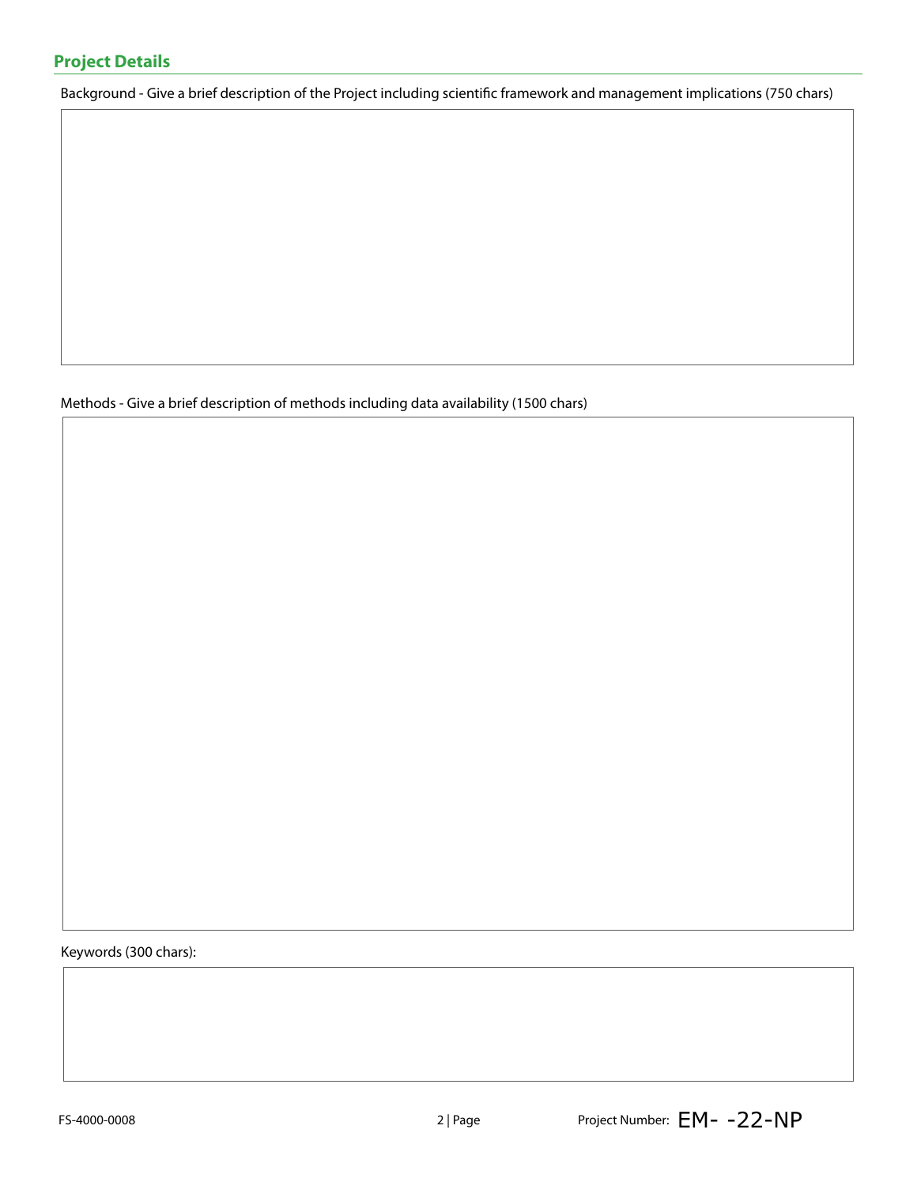## Project Details

Background - Give a brief description of the Project including scientific framework and management implications (750 chars)

Methods - Give a brief description of methods including data availability (1500 chars)

Keywords (300 chars):

Project Number: EM- -22-NP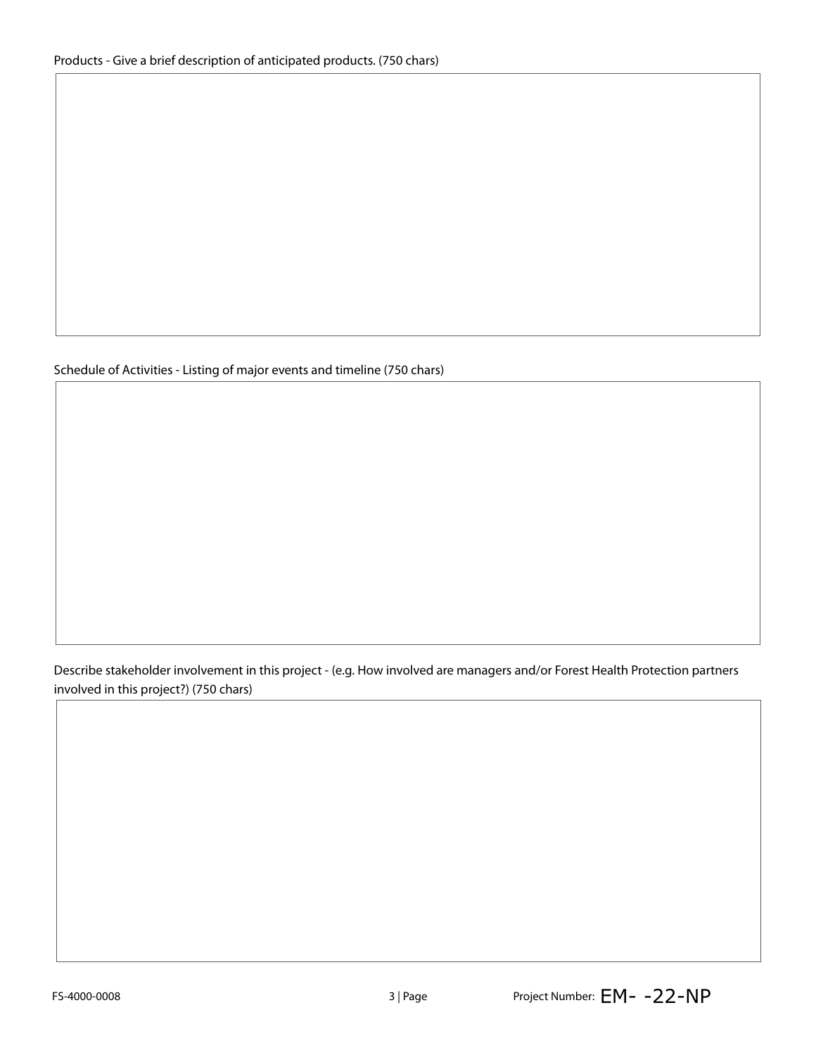Products - Give a brief description of anticipated products. (750 chars)

Schedule of Activities - Listing of major events and timeline (750 chars)

Describe stakeholder involvement in this project - (e.g. How involved are managers and/or Forest Health Protection partners involved in this project?) (750 chars)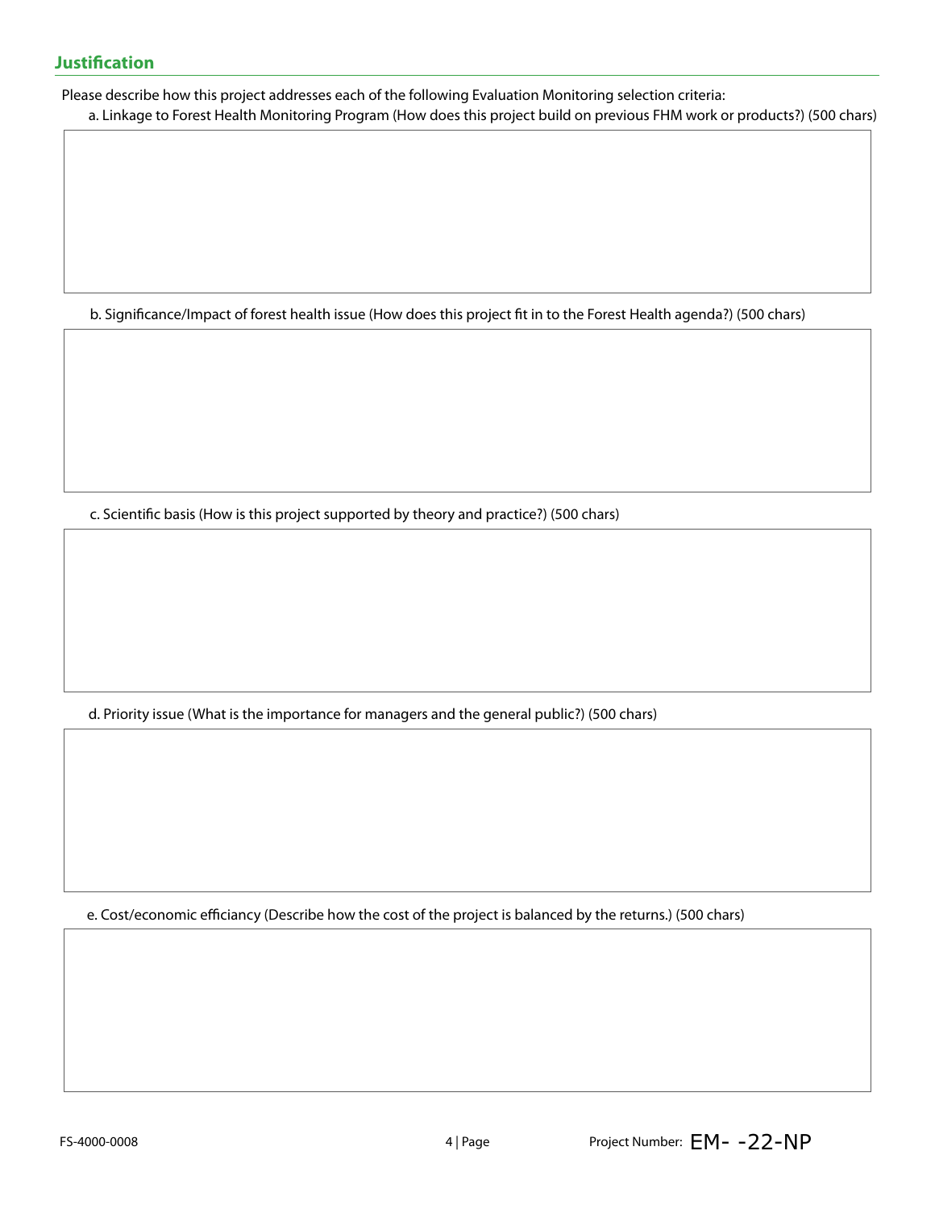## Justification

Please describe how this project addresses each of the following Evaluation Monitoring selection criteria:

a. Linkage to Forest Health Monitoring Program (How does this project build on previous FHM work or products?) (500 chars)

b. Significance/Impact of forest health issue (How does this project fit in to the Forest Health agenda?) (500 chars)

c. Scientific basis (How is this project supported by theory and practice?) (500 chars)

d. Priority issue (What is the importance for managers and the general public?) (500 chars)

e. Cost/economic efficiancy (Describe how the cost of the project is balanced by the returns.) (500 chars)

FS-4000-0008

Project Number: EM- -22-NP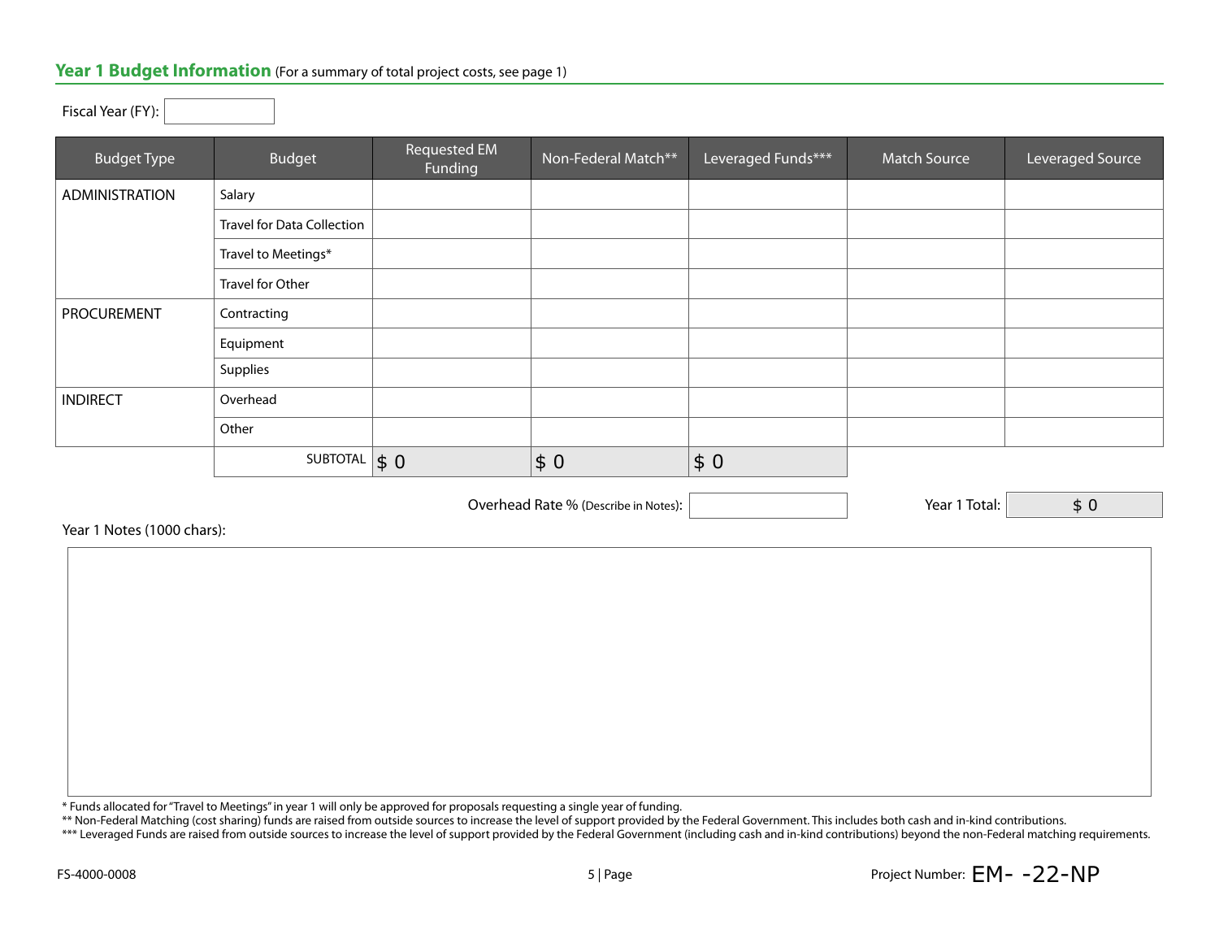## Year 1 Budget Information (For a summary of total project costs, see page 1)

Fiscal Year (FY):

| Budget Type | Budget | Requested EM Funding | Non-Federal Match** | Leveraged Funds*** | Match Source | Leveraged Source |
|---|---|---|---|---|---|---|
| ADMINISTRATION | Salary | | | | | |
| | Travel for Data Collection | | | | | |
| | Travel to Meetings* | | | | | |
| | Travel for Other | | | | | |
| PROCUREMENT | Contracting | | | | | |
| | Equipment | | | | | |
| | Supplies | | | | | |
| INDIRECT | Overhead | | | | | |
| | Other | | | | | |
| | SUBTOTAL | $ 0 | $ 0 | $ 0 | | |

Overhead Rate % (Describe in Notes):

Year 1 Total: $ 0

Year 1 Notes (1000 chars):

\* Funds allocated for "Travel to Meetings" in year 1 will only be approved for proposals requesting a single year of funding.

\** Non-Federal Matching (cost sharing) funds are raised from outside sources to increase the level of support provided by the Federal Government. This includes both cash and in-kind contributions.

\*** Leveraged Funds are raised from outside sources to increase the level of support provided by the Federal Government (including cash and in-kind contributions) beyond the non-Federal matching requirements.

FS-4000-0008

Project Number: EM- -22-NP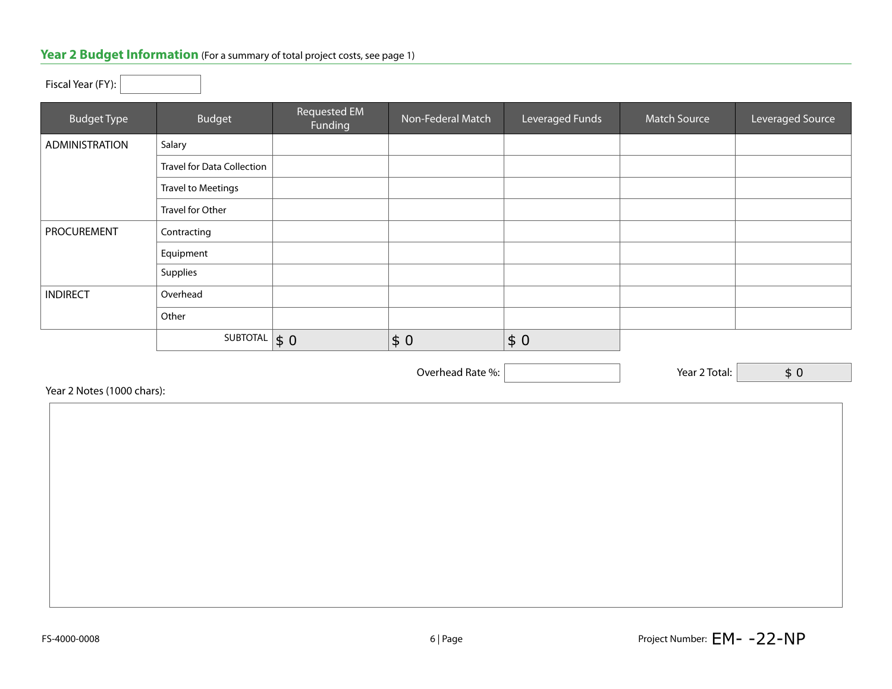## Year 2 Budget Information (For a summary of total project costs, see page 1)

Fiscal Year (FY):

| Budget Type | Budget | Requested EM Funding | Non-Federal Match | Leveraged Funds | Match Source | Leveraged Source |
|---|---|---|---|---|---|---|
| ADMINISTRATION | Salary | | | | | |
| | Travel for Data Collection | | | | | |
| | Travel to Meetings | | | | | |
| | Travel for Other | | | | | |
| PROCUREMENT | Contracting | | | | | |
| | Equipment | | | | | |
| | Supplies | | | | | |
| INDIRECT | Overhead | | | | | |
| | Other | | | | | |
| | SUBTOTAL | $ 0 | $ 0 | $ 0 | | |

Overhead Rate %:

Year 2 Total: $ 0

Year 2 Notes (1000 chars):

FS-4000-0008

Project Number: EM- -22-NP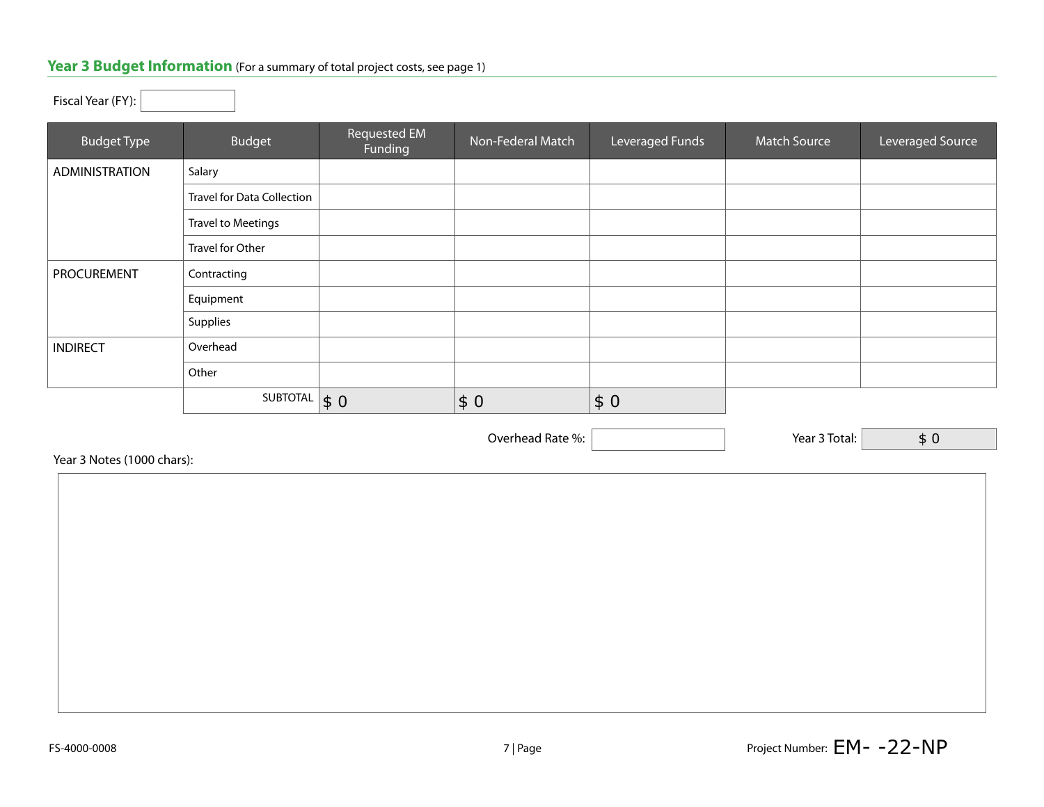## Year 3 Budget Information (For a summary of total project costs, see page 1)

Fiscal Year (FY):

| Budget Type | Budget | Requested EM Funding | Non-Federal Match | Leveraged Funds | Match Source | Leveraged Source |
|---|---|---|---|---|---|---|
| ADMINISTRATION | Salary | | | | | |
| | Travel for Data Collection | | | | | |
| | Travel to Meetings | | | | | |
| | Travel for Other | | | | | |
| PROCUREMENT | Contracting | | | | | |
| | Equipment | | | | | |
| | Supplies | | | | | |
| INDIRECT | Overhead | | | | | |
| | Other | | | | | |
| | SUBTOTAL | $ 0 | $ 0 | $ 0 | | |

Overhead Rate %:

Year 3 Total: $ 0

Year 3 Notes (1000 chars):

FS-4000-0008

Project Number: EM- -22-NP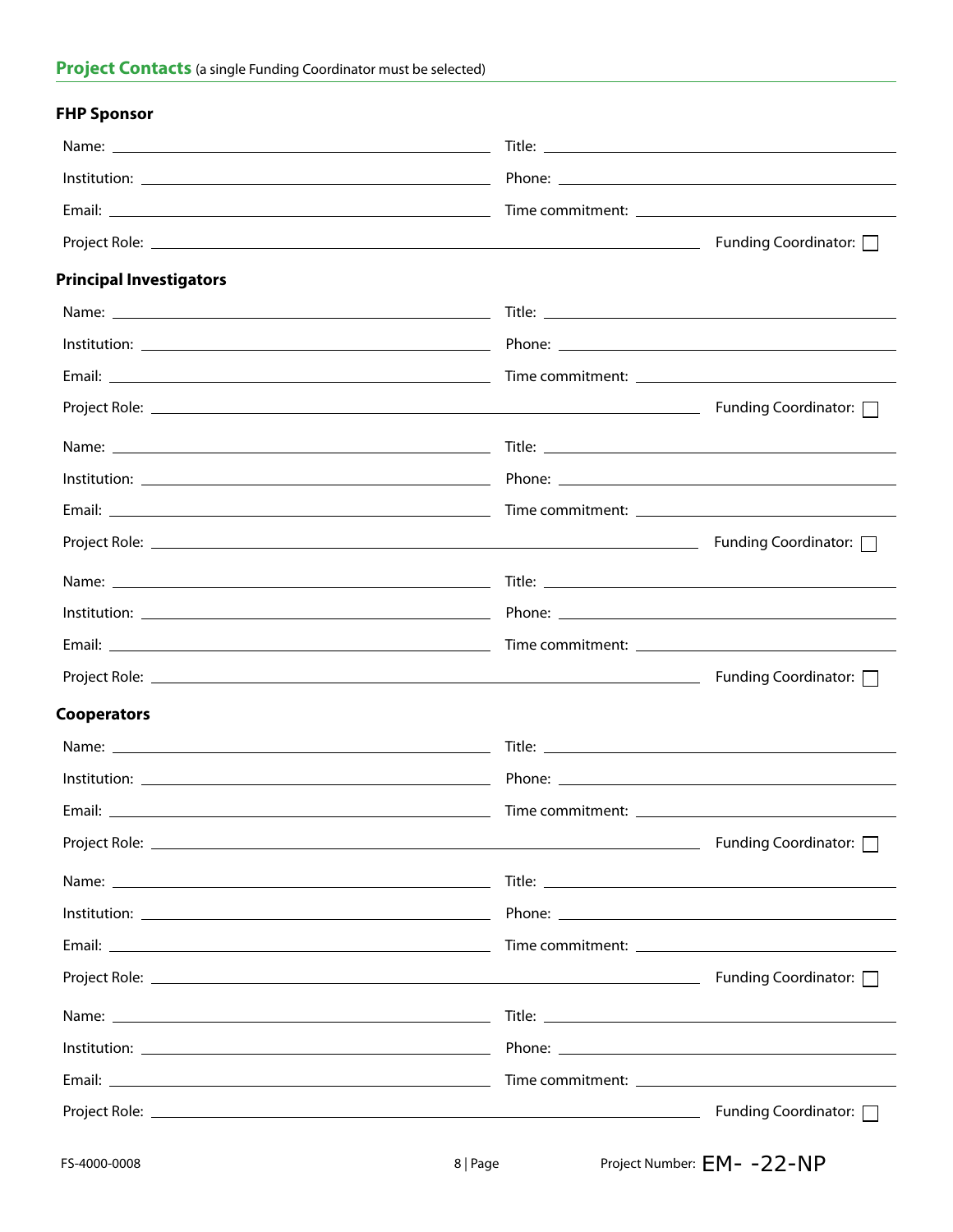## Project Contacts (a single Funding Coordinator must be selected)

### FHP Sponsor

Name: ______________________ Title: ______________________

Institution: ______________________ Phone: ______________________

Email: ______________________ Time commitment: ______________________

Project Role: ______________________ Funding Coordinator: ☐

### Principal Investigators

Name: ______________________ Title: ______________________

Institution: ______________________ Phone: ______________________

Email: ______________________ Time commitment: ______________________

Project Role: ______________________ Funding Coordinator: ☐

Name: ______________________ Title: ______________________

Institution: ______________________ Phone: ______________________

Email: ______________________ Time commitment: ______________________

Project Role: ______________________ Funding Coordinator: ☐

Name: ______________________ Title: ______________________

Institution: ______________________ Phone: ______________________

Email: ______________________ Time commitment: ______________________

Project Role: ______________________ Funding Coordinator: ☐

### Cooperators

Name: ______________________ Title: ______________________

Institution: ______________________ Phone: ______________________

Email: ______________________ Time commitment: ______________________

Project Role: ______________________ Funding Coordinator: ☐

Name: ______________________ Title: ______________________

Institution: ______________________ Phone: ______________________

Email: ______________________ Time commitment: ______________________

Project Role: ______________________ Funding Coordinator: ☐

Name: ______________________ Title: ______________________

Institution: ______________________ Phone: ______________________

Email: ______________________ Time commitment: ______________________

Project Role: ______________________ Funding Coordinator: ☐

FS-4000-0008 Project Number: EM- -22-NP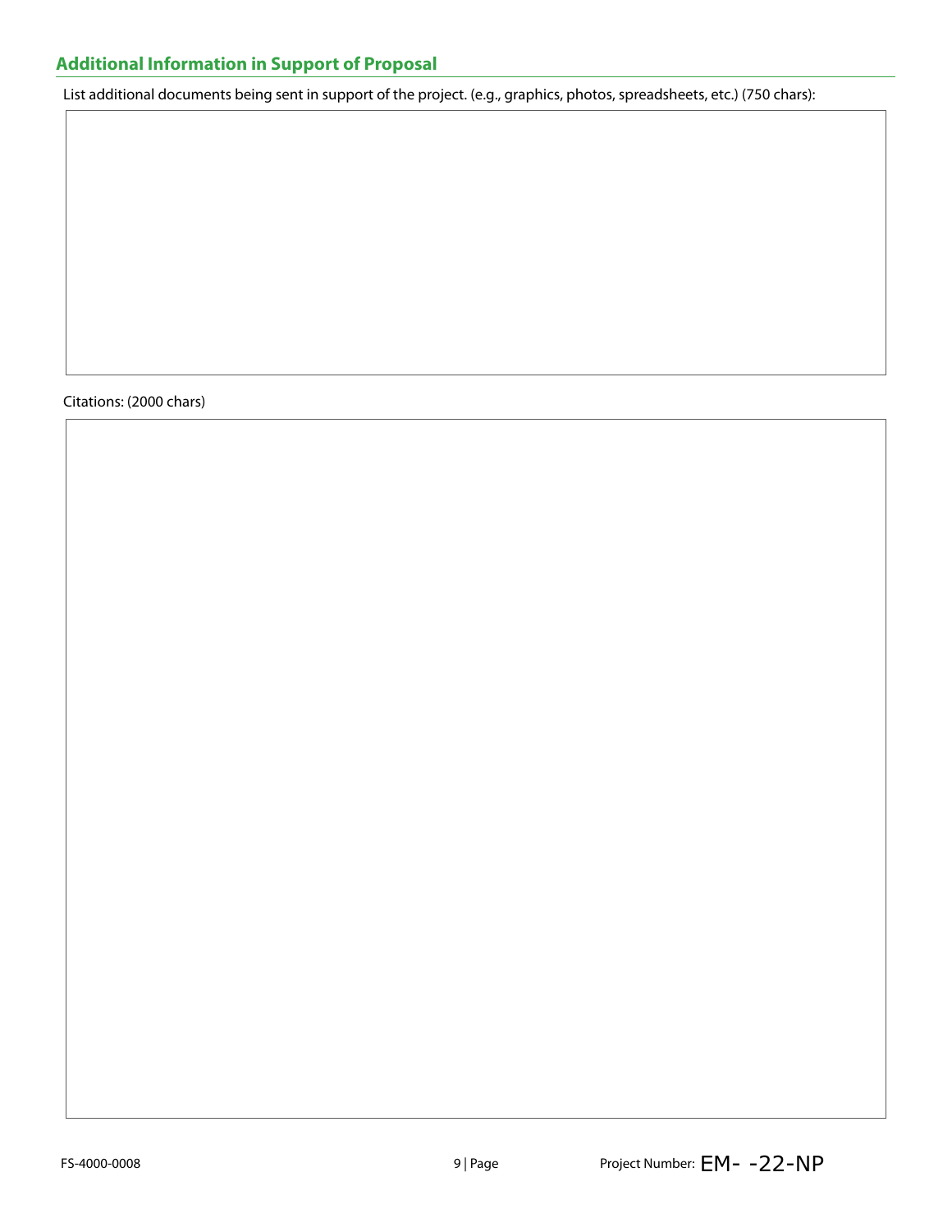## Additional Information in Support of Proposal

List additional documents being sent in support of the project. (e.g., graphics, photos, spreadsheets, etc.) (750 chars):

Citations: (2000 chars)